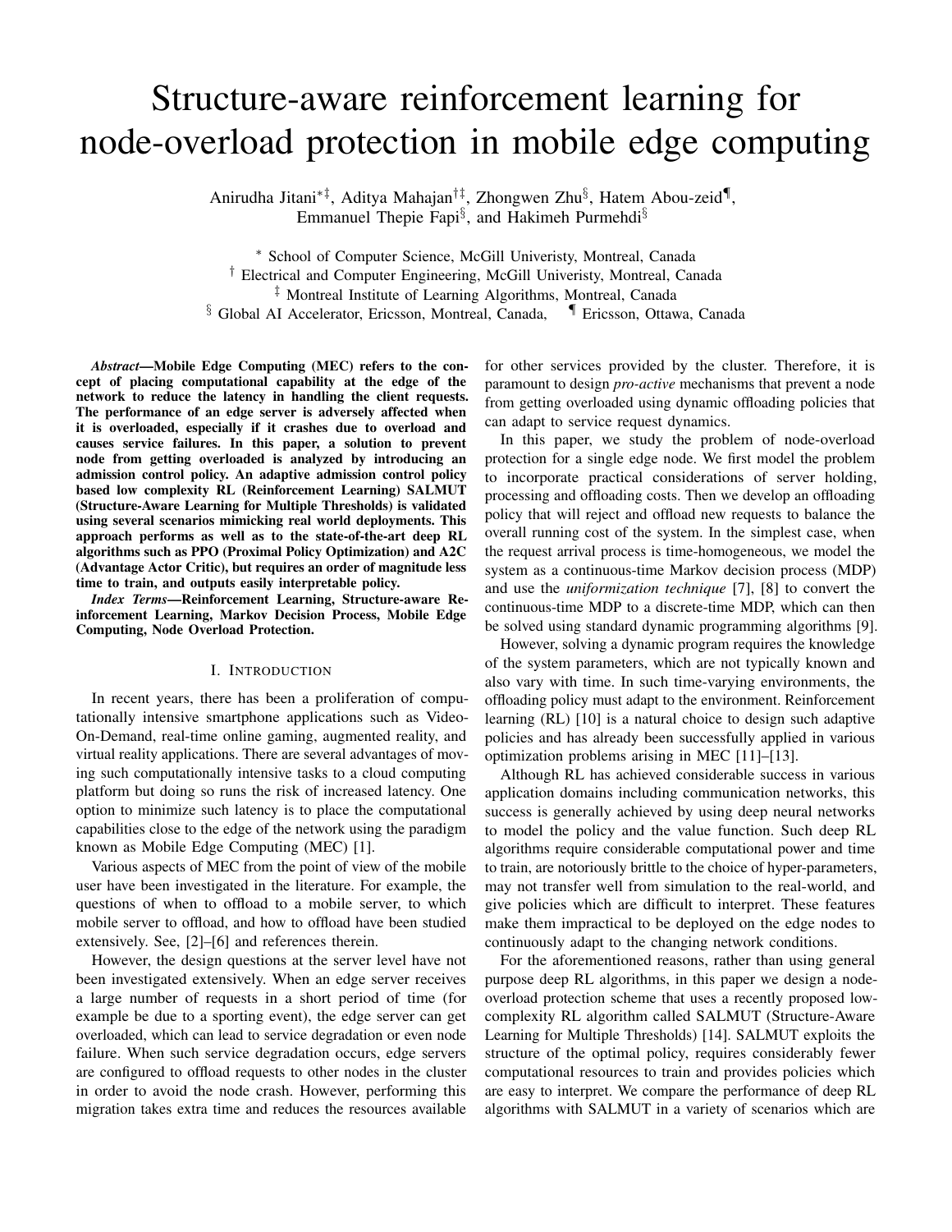# Structure-aware reinforcement learning for node-overload protection in mobile edge computing

Anirudha Jitani*‡, Aditya Mahajan†‡, Zhongwen Zhu§, Hatem Abou-zeid¶, Emmanuel Thepie Fapi§, and Hakimeh Purmehdi§

\* School of Computer Science, McGill Univeristy, Montreal, Canada
† Electrical and Computer Engineering, McGill Univeristy, Montreal, Canada
‡ Montreal Institute of Learning Algorithms, Montreal, Canada
§ Global AI Accelerator, Ericsson, Montreal, Canada, ¶ Ericsson, Ottawa, Canada

***Abstract*—Mobile Edge Computing (MEC) refers to the concept of placing computational capability at the edge of the network to reduce the latency in handling the client requests. The performance of an edge server is adversely affected when it is overloaded, especially if it crashes due to overload and causes service failures. In this paper, a solution to prevent node from getting overloaded is analyzed by introducing an admission control policy. An adaptive admission control policy based low complexity RL (Reinforcement Learning) SALMUT (Structure-Aware Learning for Multiple Thresholds) is validated using several scenarios mimicking real world deployments. This approach performs as well as to the state-of-the-art deep RL algorithms such as PPO (Proximal Policy Optimization) and A2C (Advantage Actor Critic), but requires an order of magnitude less time to train, and outputs easily interpretable policy.**

***Index Terms*—Reinforcement Learning, Structure-aware Reinforcement Learning, Markov Decision Process, Mobile Edge Computing, Node Overload Protection.**

## I. Introduction

In recent years, there has been a proliferation of computationally intensive smartphone applications such as Video-On-Demand, real-time online gaming, augmented reality, and virtual reality applications. There are several advantages of moving such computationally intensive tasks to a cloud computing platform but doing so runs the risk of increased latency. One option to minimize such latency is to place the computational capabilities close to the edge of the network using the paradigm known as Mobile Edge Computing (MEC) [1].

Various aspects of MEC from the point of view of the mobile user have been investigated in the literature. For example, the questions of when to offload to a mobile server, to which mobile server to offload, and how to offload have been studied extensively. See, [2]–[6] and references therein.

However, the design questions at the server level have not been investigated extensively. When an edge server receives a large number of requests in a short period of time (for example be due to a sporting event), the edge server can get overloaded, which can lead to service degradation or even node failure. When such service degradation occurs, edge servers are configured to offload requests to other nodes in the cluster in order to avoid the node crash. However, performing this migration takes extra time and reduces the resources available for other services provided by the cluster. Therefore, it is paramount to design *pro-active* mechanisms that prevent a node from getting overloaded using dynamic offloading policies that can adapt to service request dynamics.

In this paper, we study the problem of node-overload protection for a single edge node. We first model the problem to incorporate practical considerations of server holding, processing and offloading costs. Then we develop an offloading policy that will reject and offload new requests to balance the overall running cost of the system. In the simplest case, when the request arrival process is time-homogeneous, we model the system as a continuous-time Markov decision process (MDP) and use the *uniformization technique* [7], [8] to convert the continuous-time MDP to a discrete-time MDP, which can then be solved using standard dynamic programming algorithms [9].

However, solving a dynamic program requires the knowledge of the system parameters, which are not typically known and also vary with time. In such time-varying environments, the offloading policy must adapt to the environment. Reinforcement learning (RL) [10] is a natural choice to design such adaptive policies and has already been successfully applied in various optimization problems arising in MEC [11]–[13].

Although RL has achieved considerable success in various application domains including communication networks, this success is generally achieved by using deep neural networks to model the policy and the value function. Such deep RL algorithms require considerable computational power and time to train, are notoriously brittle to the choice of hyper-parameters, may not transfer well from simulation to the real-world, and give policies which are difficult to interpret. These features make them impractical to be deployed on the edge nodes to continuously adapt to the changing network conditions.

For the aforementioned reasons, rather than using general purpose deep RL algorithms, in this paper we design a node-overload protection scheme that uses a recently proposed low-complexity RL algorithm called SALMUT (Structure-Aware Learning for Multiple Thresholds) [14]. SALMUT exploits the structure of the optimal policy, requires considerably fewer computational resources to train and provides policies which are easy to interpret. We compare the performance of deep RL algorithms with SALMUT in a variety of scenarios which are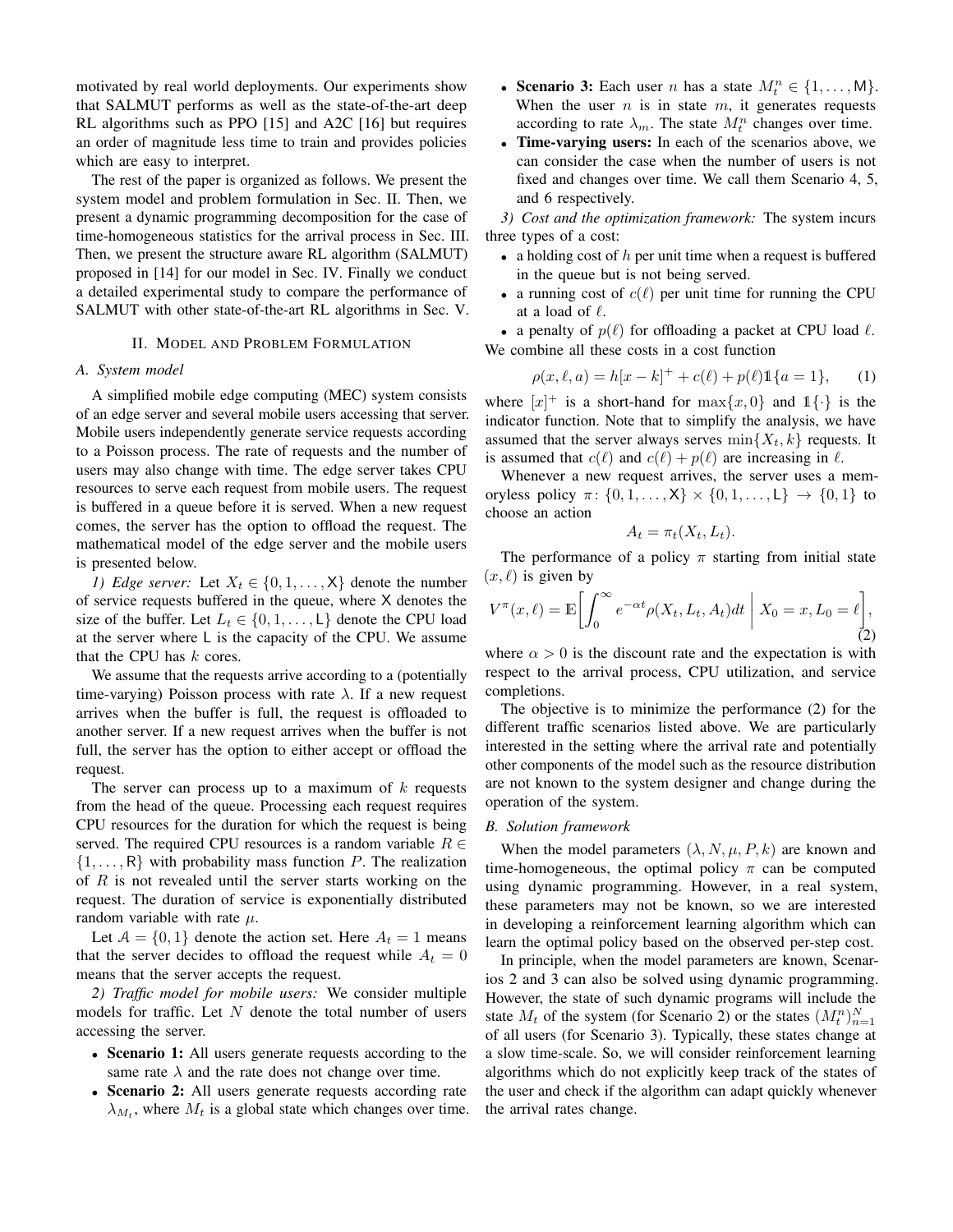motivated by real world deployments. Our experiments show that SALMUT performs as well as the state-of-the-art deep RL algorithms such as PPO [15] and A2C [16] but requires an order of magnitude less time to train and provides policies which are easy to interpret.

The rest of the paper is organized as follows. We present the system model and problem formulation in Sec. II. Then, we present a dynamic programming decomposition for the case of time-homogeneous statistics for the arrival process in Sec. III. Then, we present the structure aware RL algorithm (SALMUT) proposed in [14] for our model in Sec. IV. Finally we conduct a detailed experimental study to compare the performance of SALMUT with other state-of-the-art RL algorithms in Sec. V.

## II. Model and Problem Formulation

### A. System model

A simplified mobile edge computing (MEC) system consists of an edge server and several mobile users accessing that server. Mobile users independently generate service requests according to a Poisson process. The rate of requests and the number of users may also change with time. The edge server takes CPU resources to serve each request from mobile users. The request is buffered in a queue before it is served. When a new request comes, the server has the option to offload the request. The mathematical model of the edge server and the mobile users is presented below.

*1) Edge server:* Let $X_t \in \{0, 1, \dots, \mathsf{X}\}$ denote the number of service requests buffered in the queue, where $\mathsf{X}$ denotes the size of the buffer. Let $L_t \in \{0, 1, \dots, \mathsf{L}\}$ denote the CPU load at the server where $\mathsf{L}$ is the capacity of the CPU. We assume that the CPU has $k$ cores.

We assume that the requests arrive according to a (potentially time-varying) Poisson process with rate $\lambda$. If a new request arrives when the buffer is full, the request is offloaded to another server. If a new request arrives when the buffer is not full, the server has the option to either accept or offload the request.

The server can process up to a maximum of $k$ requests from the head of the queue. Processing each request requires CPU resources for the duration for which the request is being served. The required CPU resources is a random variable $R \in \{1, \dots, \mathsf{R}\}$ with probability mass function $P$. The realization of $R$ is not revealed until the server starts working on the request. The duration of service is exponentially distributed random variable with rate $\mu$.

Let $\mathcal{A} = \{0, 1\}$ denote the action set. Here $A_t = 1$ means that the server decides to offload the request while $A_t = 0$ means that the server accepts the request.

*2) Traffic model for mobile users:* We consider multiple models for traffic. Let $N$ denote the total number of users accessing the server.

- **Scenario 1:** All users generate requests according to the same rate $\lambda$ and the rate does not change over time.
- **Scenario 2:** All users generate requests according rate $\lambda_{M_t}$, where $M_t$ is a global state which changes over time.
- **Scenario 3:** Each user $n$ has a state $M_t^n \in \{1, \dots, \mathsf{M}\}$. When the user $n$ is in state $m$, it generates requests according to rate $\lambda_m$. The state $M_t^n$ changes over time.
- **Time-varying users:** In each of the scenarios above, we can consider the case when the number of users is not fixed and changes over time. We call them Scenario 4, 5, and 6 respectively.

*3) Cost and the optimization framework:* The system incurs three types of a cost:

- a holding cost of $h$ per unit time when a request is buffered in the queue but is not being served.
- a running cost of $c(\ell)$ per unit time for running the CPU at a load of $\ell$.
- a penalty of $p(\ell)$ for offloading a packet at CPU load $\ell$.

We combine all these costs in a cost function

$$\rho(x, \ell, a) = h[x - k]^+ + c(\ell) + p(\ell)\mathbb{1}\{a = 1\}, \qquad (1)$$

where $[x]^+$ is a short-hand for $\max\{x, 0\}$ and $\mathbb{1}\{\cdot\}$ is the indicator function. Note that to simplify the analysis, we have assumed that the server always serves $\min\{X_t, k\}$ requests. It is assumed that $c(\ell)$ and $c(\ell) + p(\ell)$ are increasing in $\ell$.

Whenever a new request arrives, the server uses a memoryless policy $\pi \colon \{0, 1, \dots, \mathsf{X}\} \times \{0, 1, \dots, \mathsf{L}\} \to \{0, 1\}$ to choose an action

$$A_t = \pi_t(X_t, L_t).$$

The performance of a policy $\pi$ starting from initial state $(x, \ell)$ is given by

$$V^\pi(x, \ell) = \mathbb{E}\biggl[\int_0^\infty e^{-\alpha t} \rho(X_t, L_t, A_t) dt \biggm| X_0 = x, L_0 = \ell\biggr], \qquad (2)$$

where $\alpha > 0$ is the discount rate and the expectation is with respect to the arrival process, CPU utilization, and service completions.

The objective is to minimize the performance (2) for the different traffic scenarios listed above. We are particularly interested in the setting where the arrival rate and potentially other components of the model such as the resource distribution are not known to the system designer and change during the operation of the system.

### B. Solution framework

When the model parameters $(\lambda, N, \mu, P, k)$ are known and time-homogeneous, the optimal policy $\pi$ can be computed using dynamic programming. However, in a real system, these parameters may not be known, so we are interested in developing a reinforcement learning algorithm which can learn the optimal policy based on the observed per-step cost.

In principle, when the model parameters are known, Scenarios 2 and 3 can also be solved using dynamic programming. However, the state of such dynamic programs will include the state $M_t$ of the system (for Scenario 2) or the states $(M_t^n)_{n=1}^N$ of all users (for Scenario 3). Typically, these states change at a slow time-scale. So, we will consider reinforcement learning algorithms which do not explicitly keep track of the states of the user and check if the algorithm can adapt quickly whenever the arrival rates change.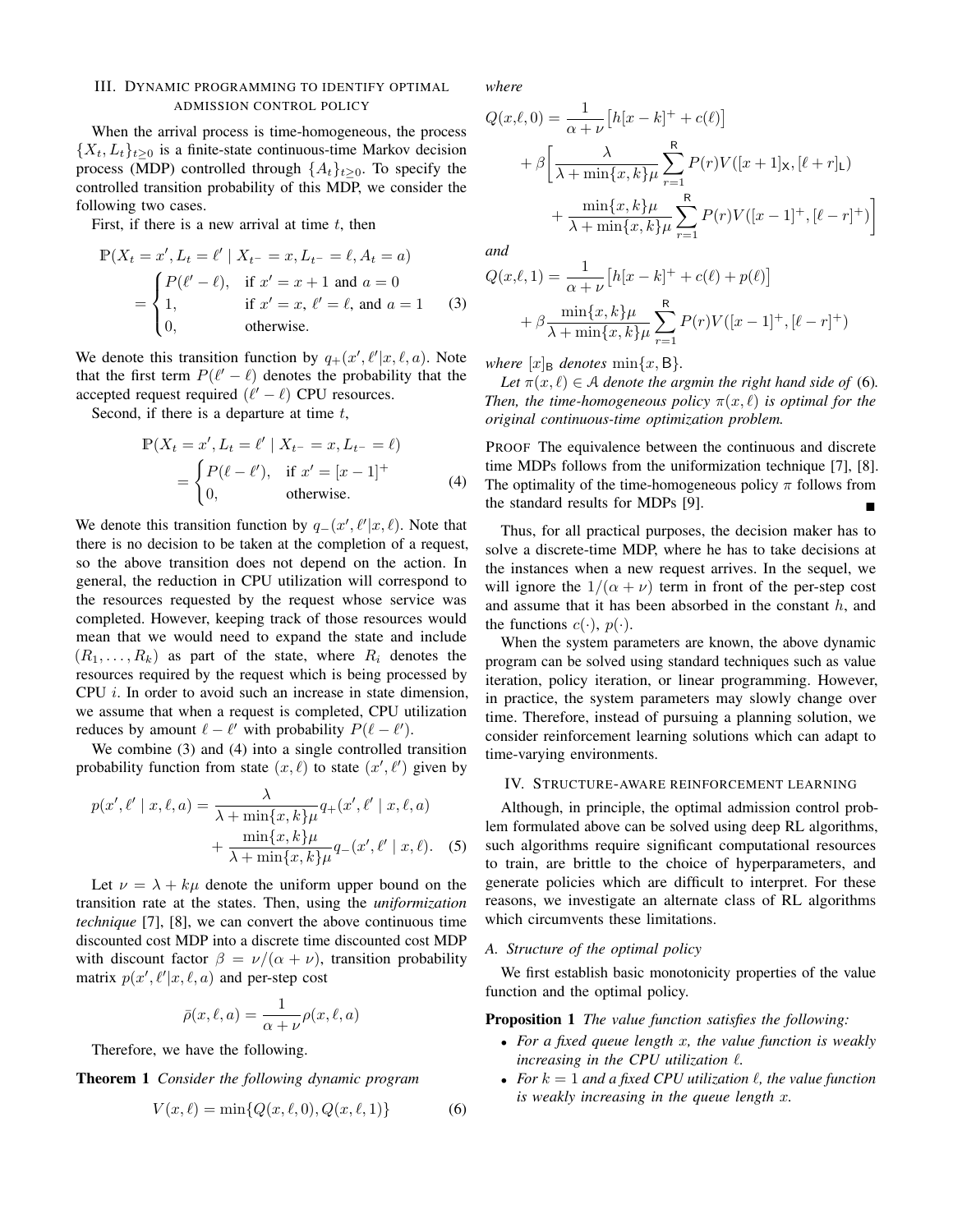## III. Dynamic programming to identify optimal admission control policy

When the arrival process is time-homogeneous, the process $\{X_t, L_t\}_{t \ge 0}$ is a finite-state continuous-time Markov decision process (MDP) controlled through $\{A_t\}_{t\ge 0}$. To specify the controlled transition probability of this MDP, we consider the following two cases.

First, if there is a new arrival at time $t$, then

$$
\begin{aligned}
&\mathbb{P}(X_t = x', L_t = \ell' \mid X_{t^-} = x, L_{t^-} = \ell, A_t = a) \\
&= \begin{cases} P(\ell' - \ell), & \text{if } x' = x + 1 \text{ and } a = 0 \\ 1, & \text{if } x' = x,\ \ell' = \ell, \text{ and } a = 1 \\ 0, & \text{otherwise.} \end{cases}
\end{aligned} \tag{3}
$$

We denote this transition function by $q_+(x', \ell' | x, \ell, a)$. Note that the first term $P(\ell' - \ell)$ denotes the probability that the accepted request required $(\ell' - \ell)$ CPU resources.

Second, if there is a departure at time $t$,

$$
\begin{aligned}
&\mathbb{P}(X_t = x', L_t = \ell' \mid X_{t^-} = x, L_{t^-} = \ell) \\
&= \begin{cases} P(\ell - \ell'), & \text{if } x' = [x-1]^+ \\ 0, & \text{otherwise.} \end{cases}
\end{aligned} \tag{4}
$$

We denote this transition function by $q_-(x', \ell' | x, \ell)$. Note that there is no decision to be taken at the completion of a request, so the above transition does not depend on the action. In general, the reduction in CPU utilization will correspond to the resources requested by the request whose service was completed. However, keeping track of those resources would mean that we would need to expand the state and include $(R_1, \dots, R_k)$ as part of the state, where $R_i$ denotes the resources required by the request which is being processed by CPU $i$. In order to avoid such an increase in state dimension, we assume that when a request is completed, CPU utilization reduces by amount $\ell - \ell'$ with probability $P(\ell - \ell')$.

We combine (3) and (4) into a single controlled transition probability function from state $(x, \ell)$ to state $(x', \ell')$ given by

$$
\begin{aligned}
p(x', \ell' \mid x, \ell, a) = &\frac{\lambda}{\lambda + \min\{x,k\}\mu} q_+(x', \ell' \mid x, \ell, a) \\
&+ \frac{\min\{x,k\}\mu}{\lambda + \min\{x,k\}\mu} q_-(x', \ell' \mid x, \ell).
\end{aligned} \tag{5}
$$

Let $\nu = \lambda + k\mu$ denote the uniform upper bound on the transition rate at the states. Then, using the *uniformization technique* [7], [8], we can convert the above continuous time discounted cost MDP into a discrete time discounted cost MDP with discount factor $\beta = \nu/(\alpha + \nu)$, transition probability matrix $p(x', \ell' | x, \ell, a)$ and per-step cost

$$
\bar{\rho}(x, \ell, a) = \frac{1}{\alpha + \nu} \rho(x, \ell, a)
$$

Therefore, we have the following.

**Theorem 1** *Consider the following dynamic program*

$$
V(x, \ell) = \min\{Q(x, \ell, 0), Q(x, \ell, 1)\} \tag{6}
$$

*where*

$$
\begin{aligned}
Q(x, \ell, 0) = &\frac{1}{\alpha + \nu}\big[h[x-k]^+ + c(\ell)\big] \\
&+ \beta\bigg[\frac{\lambda}{\lambda + \min\{x,k\}\mu} \sum_{r=1}^{\mathsf{R}} P(r) V([x+1]_{\mathsf{X}}, [\ell + r]_{\mathsf{L}}) \\
&+ \frac{\min\{x,k\}\mu}{\lambda + \min\{x,k\}\mu} \sum_{r=1}^{\mathsf{R}} P(r) V([x-1]^+, [\ell - r]^+)\bigg]
\end{aligned}
$$

*and*

$$
\begin{aligned}
Q(x, \ell, 1) = &\frac{1}{\alpha + \nu}\big[h[x-k]^+ + c(\ell) + p(\ell)\big] \\
&+ \beta \frac{\min\{x,k\}\mu}{\lambda + \min\{x,k\}\mu} \sum_{r=1}^{\mathsf{R}} P(r) V([x-1]^+, [\ell - r]^+)
\end{aligned}
$$

*where $[x]_{\mathsf{B}}$ denotes $\min\{x, \mathsf{B}\}$.*

*Let $\pi(x, \ell) \in \mathcal{A}$ denote the argmin the right hand side of* (6)*. Then, the time-homogeneous policy $\pi(x, \ell)$ is optimal for the original continuous-time optimization problem.*

Proof The equivalence between the continuous and discrete time MDPs follows from the uniformization technique [7], [8]. The optimality of the time-homogeneous policy $\pi$ follows from the standard results for MDPs [9]. ∎

Thus, for all practical purposes, the decision maker has to solve a discrete-time MDP, where he has to take decisions at the instances when a new request arrives. In the sequel, we will ignore the $1/(\alpha + \nu)$ term in front of the per-step cost and assume that it has been absorbed in the constant $h$, and the functions $c(\cdot)$, $p(\cdot)$.

When the system parameters are known, the above dynamic program can be solved using standard techniques such as value iteration, policy iteration, or linear programming. However, in practice, the system parameters may slowly change over time. Therefore, instead of pursuing a planning solution, we consider reinforcement learning solutions which can adapt to time-varying environments.

## IV. Structure-aware reinforcement learning

Although, in principle, the optimal admission control problem formulated above can be solved using deep RL algorithms, such algorithms require significant computational resources to train, are brittle to the choice of hyperparameters, and generate policies which are difficult to interpret. For these reasons, we investigate an alternate class of RL algorithms which circumvents these limitations.

### A. Structure of the optimal policy

We first establish basic monotonicity properties of the value function and the optimal policy.

**Proposition 1** *The value function satisfies the following:*

- *For a fixed queue length $x$, the value function is weakly increasing in the CPU utilization $\ell$.*
- *For $k = 1$ and a fixed CPU utilization $\ell$, the value function is weakly increasing in the queue length $x$.*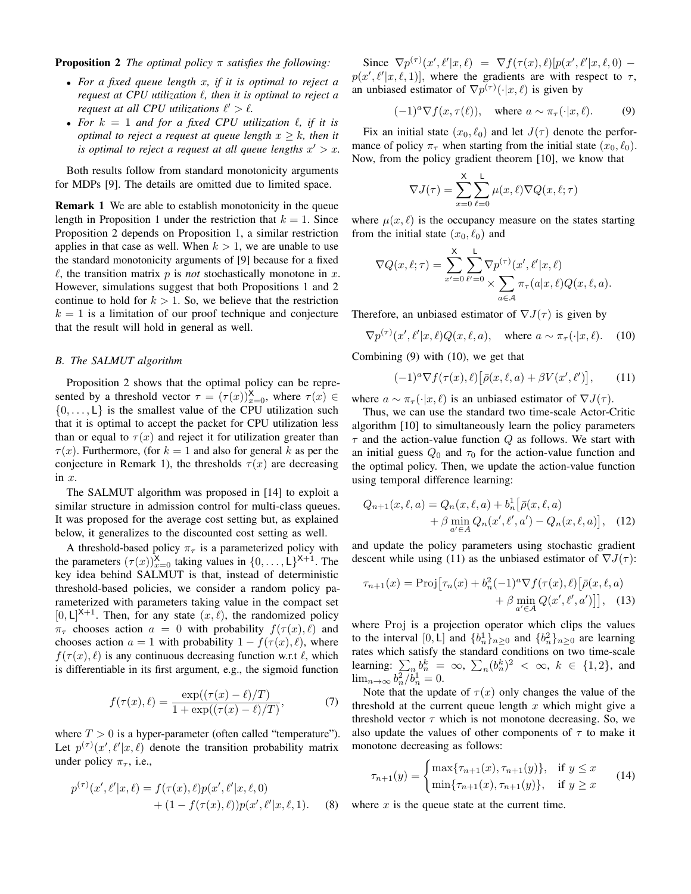**Proposition 2** *The optimal policy $\pi$ satisfies the following:*

- *For a fixed queue length $x$, if it is optimal to reject a request at CPU utilization $\ell$, then it is optimal to reject a request at all CPU utilizations $\ell' > \ell$.*
- *For $k = 1$ and for a fixed CPU utilization $\ell$, if it is optimal to reject a request at queue length $x \geq k$, then it is optimal to reject a request at all queue lengths $x' > x$.*

Both results follow from standard monotonicity arguments for MDPs [9]. The details are omitted due to limited space.

**Remark 1** We are able to establish monotonicity in the queue length in Proposition 1 under the restriction that $k = 1$. Since Proposition 2 depends on Proposition 1, a similar restriction applies in that case as well. When $k > 1$, we are unable to use the standard monotonicity arguments of [9] because for a fixed $\ell$, the transition matrix $p$ is *not* stochastically monotone in $x$. However, simulations suggest that both Propositions 1 and 2 continue to hold for $k > 1$. So, we believe that the restriction $k = 1$ is a limitation of our proof technique and conjecture that the result will hold in general as well.

### *B. The SALMUT algorithm*

Proposition 2 shows that the optimal policy can be represented by a threshold vector $\tau = (\tau(x))_{x=0}^{\mathsf{X}}$, where $\tau(x) \in \{0, \dots, \mathsf{L}\}$ is the smallest value of the CPU utilization such that it is optimal to accept the packet for CPU utilization less than or equal to $\tau(x)$ and reject it for utilization greater than $\tau(x)$. Furthermore, (for $k = 1$ and also for general $k$ as per the conjecture in Remark 1), the thresholds $\tau(x)$ are decreasing in $x$.

The SALMUT algorithm was proposed in [14] to exploit a similar structure in admission control for multi-class queues. It was proposed for the average cost setting but, as explained below, it generalizes to the discounted cost setting as well.

A threshold-based policy $\pi_\tau$ is a parameterized policy with the parameters $(\tau(x))_{x=0}^{\mathsf{X}}$ taking values in $\{0, \dots, \mathsf{L}\}^{\mathsf{X}+1}$. The key idea behind SALMUT is that, instead of deterministic threshold-based policies, we consider a random policy parameterized with parameters taking value in the compact set $[0, \mathsf{L}]^{\mathsf{X}+1}$. Then, for any state $(x, \ell)$, the randomized policy $\pi_\tau$ chooses action $a = 0$ with probability $f(\tau(x), \ell)$ and chooses action $a = 1$ with probability $1 - f(\tau(x), \ell)$, where $f(\tau(x), \ell)$ is any continuous decreasing function w.r.t $\ell$, which is differentiable in its first argument, e.g., the sigmoid function

$$f(\tau(x), \ell) = \frac{\exp((\tau(x) - \ell)/T)}{1 + \exp((\tau(x) - \ell)/T)}, \tag{7}$$

where $T > 0$ is a hyper-parameter (often called "temperature"). Let $p^{(\tau)}(x', \ell' | x, \ell)$ denote the transition probability matrix under policy $\pi_\tau$, i.e.,

$$\begin{aligned} p^{(\tau)}(x', \ell' | x, \ell) = f(\tau(x), \ell) p(x', \ell' | x, \ell, 0) \\ + (1 - f(\tau(x), \ell)) p(x', \ell' | x, \ell, 1). \end{aligned} \tag{8}$$

Since $\nabla p^{(\tau)}(x', \ell' | x, \ell) = \nabla f(\tau(x), \ell)[p(x', \ell' | x, \ell, 0) - p(x', \ell' | x, \ell, 1)]$, where the gradients are with respect to $\tau$, an unbiased estimator of $\nabla p^{(\tau)}(\cdot | x, \ell)$ is given by

$$(-1)^a \nabla f(x, \tau(\ell)), \quad \text{where } a \sim \pi_\tau(\cdot | x, \ell). \tag{9}$$

Fix an initial state $(x_0, \ell_0)$ and let $J(\tau)$ denote the performance of policy $\pi_\tau$ when starting from the initial state $(x_0, \ell_0)$. Now, from the policy gradient theorem [10], we know that

$$\nabla J(\tau) = \sum_{x=0}^{\mathsf{X}} \sum_{\ell=0}^{\mathsf{L}} \mu(x, \ell) \nabla Q(x, \ell; \tau)$$

where $\mu(x, \ell)$ is the occupancy measure on the states starting from the initial state $(x_0, \ell_0)$ and

$$\begin{aligned} \nabla Q(x, \ell; \tau) = \sum_{x'=0}^{\mathsf{X}} \sum_{\ell'=0}^{\mathsf{L}} & \nabla p^{(\tau)}(x', \ell' | x, \ell) \\ & \times \sum_{a \in \mathcal{A}} \pi_\tau(a | x, \ell) Q(x, \ell, a). \end{aligned}$$

Therefore, an unbiased estimator of $\nabla J(\tau)$ is given by

$$\nabla p^{(\tau)}(x', \ell' | x, \ell) Q(x, \ell, a), \quad \text{where } a \sim \pi_\tau(\cdot | x, \ell). \tag{10}$$

Combining (9) with (10), we get that

$$(-1)^a \nabla f(\tau(x), \ell) \big[\bar{\rho}(x, \ell, a) + \beta V(x', \ell')\big], \tag{11}$$

where $a \sim \pi_\tau(\cdot | x, \ell)$ is an unbiased estimator of $\nabla J(\tau)$.

Thus, we can use the standard two time-scale Actor-Critic algorithm [10] to simultaneously learn the policy parameters $\tau$ and the action-value function $Q$ as follows. We start with an initial guess $Q_0$ and $\tau_0$ for the action-value function and the optimal policy. Then, we update the action-value function using temporal difference learning:

$$\begin{aligned} Q_{n+1}(x, \ell, a) = Q_n(x, \ell, a) + b_n^1 \big[\bar{\rho}(x, \ell, a) \\ + \beta \min_{a' \in A} Q_n(x', \ell', a') - Q_n(x, \ell, a)\big], \end{aligned} \tag{12}$$

and update the policy parameters using stochastic gradient descent while using (11) as the unbiased estimator of $\nabla J(\tau)$:

$$\begin{aligned} \tau_{n+1}(x) = \mathrm{Proj}\big[\tau_n(x) + b_n^2 (-1)^a \nabla f(\tau(x), \ell) \big[\bar{\rho}(x, \ell, a) \\ + \beta \min_{a' \in \mathcal{A}} Q(x', \ell', a')\big]\big], \end{aligned} \tag{13}$$

where $\mathrm{Proj}$ is a projection operator which clips the values to the interval $[0, \mathsf{L}]$ and $\{b_n^1\}_{n \geq 0}$ and $\{b_n^2\}_{n \geq 0}$ are learning rates which satisfy the standard conditions on two time-scale learning: $\sum_n b_n^k = \infty$, $\sum_n (b_n^k)^2 < \infty$, $k \in \{1, 2\}$, and $\lim_{n \to \infty} b_n^2 / b_n^1 = 0$.

Note that the update of $\tau(x)$ only changes the value of the threshold at the current queue length $x$ which might give a threshold vector $\tau$ which is not monotone decreasing. So, we also update the values of other components of $\tau$ to make it monotone decreasing as follows:

$$\tau_{n+1}(y) = \begin{cases} \max\{\tau_{n+1}(x), \tau_{n+1}(y)\}, & \text{if } y \leq x \\ \min\{\tau_{n+1}(x), \tau_{n+1}(y)\}, & \text{if } y \geq x \end{cases} \tag{14}$$

where $x$ is the queue state at the current time.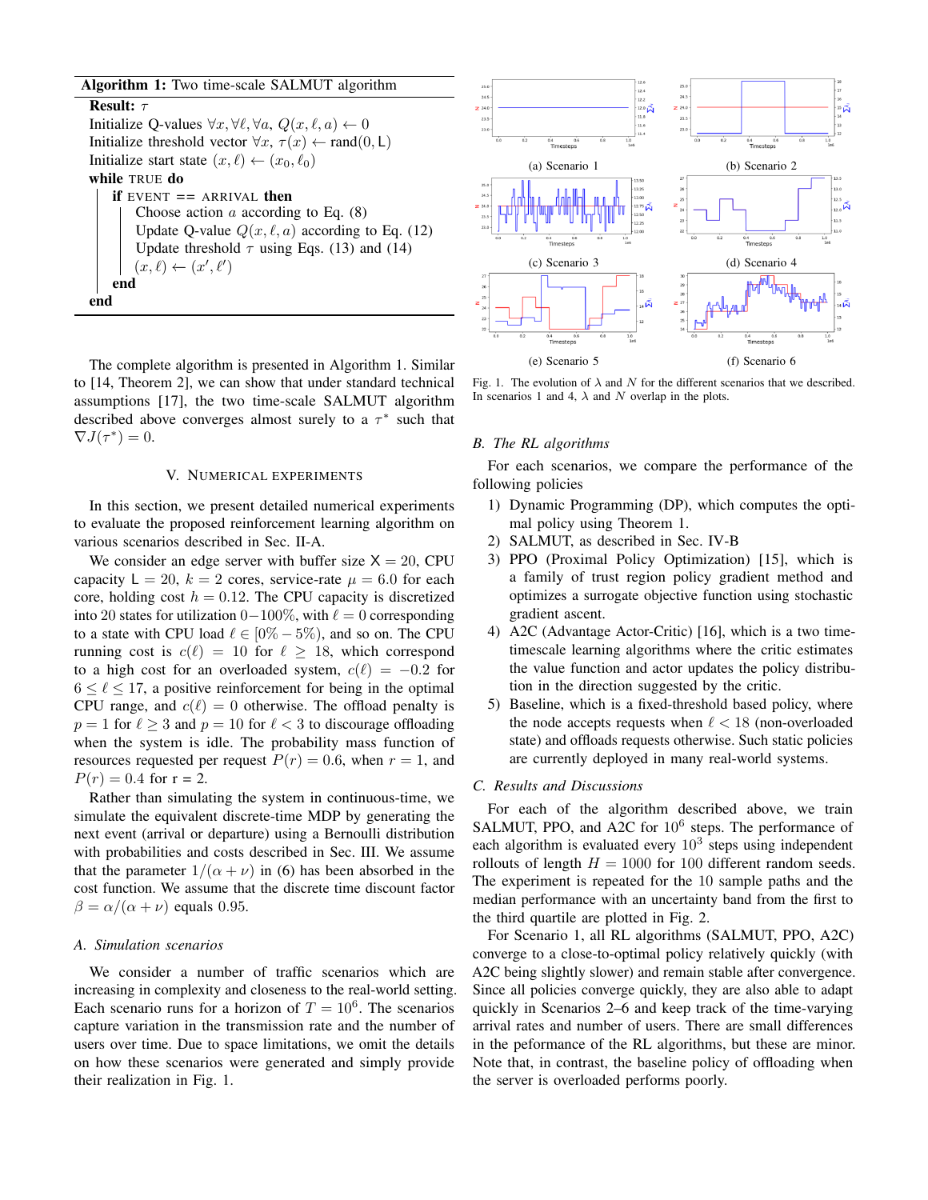**Algorithm 1:** Two time-scale SALMUT algorithm

**Result:** $\tau$

Initialize Q-values $\forall x, \forall \ell, \forall a$, $Q(x, \ell, a) \leftarrow 0$
Initialize threshold vector $\forall x$, $\tau(x) \leftarrow \text{rand}(0, \mathsf{L})$
Initialize start state $(x, \ell) \leftarrow (x_0, \ell_0)$
**while** TRUE **do**
  **if** EVENT == ARRIVAL **then**
    Choose action $a$ according to Eq. (8)
    Update Q-value $Q(x, \ell, a)$ according to Eq. (12)
    Update threshold $\tau$ using Eqs. (13) and (14)
    $(x, \ell) \leftarrow (x', \ell')$
  **end**
**end**

The complete algorithm is presented in Algorithm 1. Similar to [14, Theorem 2], we can show that under standard technical assumptions [17], the two time-scale SALMUT algorithm described above converges almost surely to a $\tau^*$ such that $\nabla J(\tau^*) = 0$.

## V. Numerical Experiments

In this section, we present detailed numerical experiments to evaluate the proposed reinforcement learning algorithm on various scenarios described in Sec. II-A.

We consider an edge server with buffer size $\mathsf{X} = 20$, CPU capacity $\mathsf{L} = 20$, $k = 2$ cores, service-rate $\mu = 6.0$ for each core, holding cost $h = 0.12$. The CPU capacity is discretized into 20 states for utilization $0-100\%$, with $\ell = 0$ corresponding to a state with CPU load $\ell \in [0\% - 5\%)$, and so on. The CPU running cost is $c(\ell) = 10$ for $\ell \geq 18$, which correspond to a high cost for an overloaded system, $c(\ell) = -0.2$ for $6 \leq \ell \leq 17$, a positive reinforcement for being in the optimal CPU range, and $c(\ell) = 0$ otherwise. The offload penalty is $p = 1$ for $\ell \geq 3$ and $p = 10$ for $\ell < 3$ to discourage offloading when the system is idle. The probability mass function of resources requested per request $P(r) = 0.6$, when $r = 1$, and $P(r) = 0.4$ for r = 2.

Rather than simulating the system in continuous-time, we simulate the equivalent discrete-time MDP by generating the next event (arrival or departure) using a Bernoulli distribution with probabilities and costs described in Sec. III. We assume that the parameter $1/(\alpha + \nu)$ in (6) has been absorbed in the cost function. We assume that the discrete time discount factor $\beta = \alpha/(\alpha + \nu)$ equals 0.95.

### A. Simulation scenarios

We consider a number of traffic scenarios which are increasing in complexity and closeness to the real-world setting. Each scenario runs for a horizon of $T = 10^6$. The scenarios capture variation in the transmission rate and the number of users over time. Due to space limitations, we omit the details on how these scenarios were generated and simply provide their realization in Fig. 1.

(a) Scenario 1 (b) Scenario 2 (c) Scenario 3 (d) Scenario 4 (e) Scenario 5 (f) Scenario 6

Fig. 1. The evolution of $\lambda$ and $N$ for the different scenarios that we described. In scenarios 1 and 4, $\lambda$ and $N$ overlap in the plots.

### B. The RL algorithms

For each scenarios, we compare the performance of the following policies

1) Dynamic Programming (DP), which computes the optimal policy using Theorem 1.
2) SALMUT, as described in Sec. IV-B
3) PPO (Proximal Policy Optimization) [15], which is a family of trust region policy gradient method and optimizes a surrogate objective function using stochastic gradient ascent.
4) A2C (Advantage Actor-Critic) [16], which is a two time-timescale learning algorithms where the critic estimates the value function and actor updates the policy distribution in the direction suggested by the critic.
5) Baseline, which is a fixed-threshold based policy, where the node accepts requests when $\ell < 18$ (non-overloaded state) and offloads requests otherwise. Such static policies are currently deployed in many real-world systems.

### C. Results and Discussions

For each of the algorithm described above, we train SALMUT, PPO, and A2C for $10^6$ steps. The performance of each algorithm is evaluated every $10^3$ steps using independent rollouts of length $H = 1000$ for 100 different random seeds. The experiment is repeated for the 10 sample paths and the median performance with an uncertainty band from the first to the third quartile are plotted in Fig. 2.

For Scenario 1, all RL algorithms (SALMUT, PPO, A2C) converge to a close-to-optimal policy relatively quickly (with A2C being slightly slower) and remain stable after convergence. Since all policies converge quickly, they are also able to adapt quickly in Scenarios 2–6 and keep track of the time-varying arrival rates and number of users. There are small differences in the peformance of the RL algorithms, but these are minor. Note that, in contrast, the baseline policy of offloading when the server is overloaded performs poorly.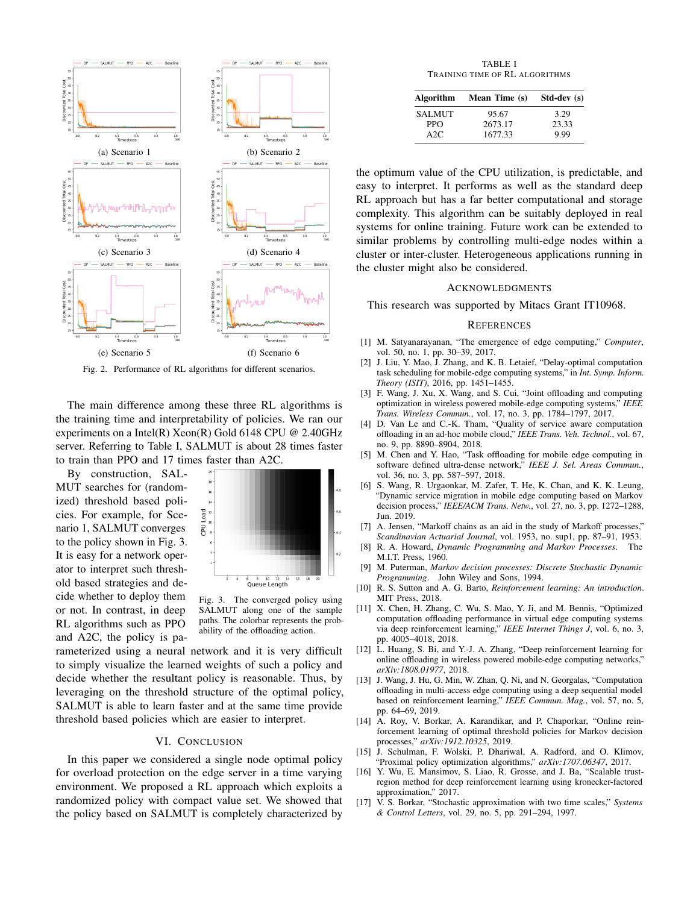(a) Scenario 1

(b) Scenario 2

(c) Scenario 3

(d) Scenario 4

(e) Scenario 5

(f) Scenario 6

Fig. 2. Performance of RL algorithms for different scenarios.

The main difference among these three RL algorithms is the training time and interpretability of policies. We ran our experiments on a Intel(R) Xeon(R) Gold 6148 CPU @ 2.40GHz server. Referring to Table I, SALMUT is about 28 times faster to train than PPO and 17 times faster than A2C.

By construction, SALMUT searches for (randomized) threshold based policies. For example, for Scenario 1, SALMUT converges to the policy shown in Fig. 3. It is easy for a network operator to interpret such threshold based strategies and decide whether to deploy them or not. In contrast, in deep RL algorithms such as PPO and A2C, the policy is parameterized using a neural network and it is very difficult to simply visualize the learned weights of such a policy and decide whether the resultant policy is reasonable. Thus, by leveraging on the threshold structure of the optimal policy, SALMUT is able to learn faster and at the same time provide threshold based policies which are easier to interpret.

Fig. 3. The converged policy using SALMUT along one of the sample paths. The colorbar represents the probability of the offloading action.

## VI. Conclusion

In this paper we considered a single node optimal policy for overload protection on the edge server in a time varying environment. We proposed a RL approach which exploits a randomized policy with compact value set. We showed that the policy based on SALMUT is completely characterized by the optimum value of the CPU utilization, is predictable, and easy to interpret. It performs as well as the standard deep RL approach but has a far better computational and storage complexity. This algorithm can be suitably deployed in real systems for online training. Future work can be extended to similar problems by controlling multi-edge nodes within a cluster or inter-cluster. Heterogeneous applications running in the cluster might also be considered.

TABLE I
TRAINING TIME OF RL ALGORITHMS

| Algorithm | Mean Time (s) | Std-dev (s) |
|---|---|---|
| SALMUT | 95.67 | 3.29 |
| PPO | 2673.17 | 23.33 |
| A2C | 1677.33 | 9.99 |

## Acknowledgments

This research was supported by Mitacs Grant IT10968.

## References

[1] M. Satyanarayanan, "The emergence of edge computing," *Computer*, vol. 50, no. 1, pp. 30–39, 2017.

[2] J. Liu, Y. Mao, J. Zhang, and K. B. Letaief, "Delay-optimal computation task scheduling for mobile-edge computing systems," in *Int. Symp. Inform. Theory (ISIT)*, 2016, pp. 1451–1455.

[3] F. Wang, J. Xu, X. Wang, and S. Cui, "Joint offloading and computing optimization in wireless powered mobile-edge computing systems," *IEEE Trans. Wireless Commun.*, vol. 17, no. 3, pp. 1784–1797, 2017.

[4] D. Van Le and C.-K. Tham, "Quality of service aware computation offloading in an ad-hoc mobile cloud," *IEEE Trans. Veh. Technol.*, vol. 67, no. 9, pp. 8890–8904, 2018.

[5] M. Chen and Y. Hao, "Task offloading for mobile edge computing in software defined ultra-dense network," *IEEE J. Sel. Areas Commun.*, vol. 36, no. 3, pp. 587–597, 2018.

[6] S. Wang, R. Urgaonkar, M. Zafer, T. He, K. Chan, and K. K. Leung, "Dynamic service migration in mobile edge computing based on Markov decision process," *IEEE/ACM Trans. Netw.*, vol. 27, no. 3, pp. 1272–1288, Jun. 2019.

[7] A. Jensen, "Markoff chains as an aid in the study of Markoff processes," *Scandinavian Actuarial Journal*, vol. 1953, no. sup1, pp. 87–91, 1953.

[8] R. A. Howard, *Dynamic Programming and Markov Processes*. The M.I.T. Press, 1960.

[9] M. Puterman, *Markov decision processes: Discrete Stochastic Dynamic Programming*. John Wiley and Sons, 1994.

[10] R. S. Sutton and A. G. Barto, *Reinforcement learning: An introduction*. MIT Press, 2018.

[11] X. Chen, H. Zhang, C. Wu, S. Mao, Y. Ji, and M. Bennis, "Optimized computation offloading performance in virtual edge computing systems via deep reinforcement learning," *IEEE Internet Things J*, vol. 6, no. 3, pp. 4005–4018, 2018.

[12] L. Huang, S. Bi, and Y.-J. A. Zhang, "Deep reinforcement learning for online offloading in wireless powered mobile-edge computing networks," *arXiv:1808.01977*, 2018.

[13] J. Wang, J. Hu, G. Min, W. Zhan, Q. Ni, and N. Georgalas, "Computation offloading in multi-access edge computing using a deep sequential model based on reinforcement learning," *IEEE Commun. Mag.*, vol. 57, no. 5, pp. 64–69, 2019.

[14] A. Roy, V. Borkar, A. Karandikar, and P. Chaporkar, "Online reinforcement learning of optimal threshold policies for Markov decision processes," *arXiv:1912.10325*, 2019.

[15] J. Schulman, F. Wolski, P. Dhariwal, A. Radford, and O. Klimov, "Proximal policy optimization algorithms," *arXiv:1707.06347*, 2017.

[16] Y. Wu, E. Mansimov, S. Liao, R. Grosse, and J. Ba, "Scalable trust-region method for deep reinforcement learning using kronecker-factored approximation," 2017.

[17] V. S. Borkar, "Stochastic approximation with two time scales," *Systems & Control Letters*, vol. 29, no. 5, pp. 291–294, 1997.